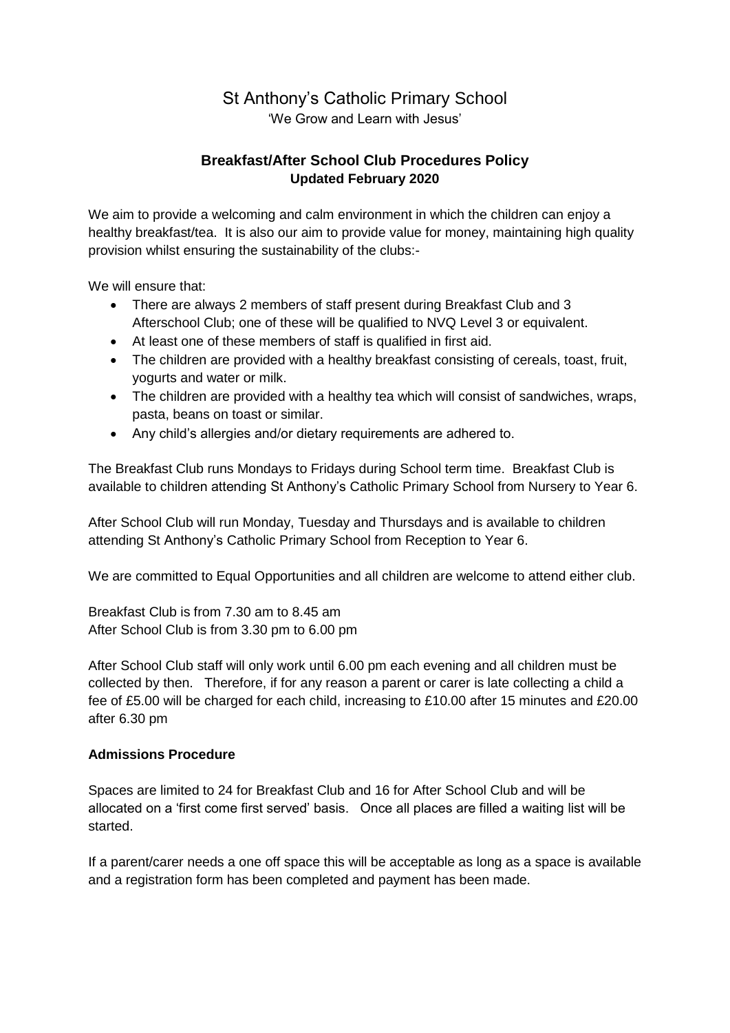# St Anthony's Catholic Primary School

'We Grow and Learn with Jesus'

## Breakfast/After School Club Procedures Policy

**Updated February 2020**

We aim to provide a welcoming and calm environment in which the children can enjoy a healthy breakfast/tea. It is also our aim to provide value for money, maintaining high quality provision whilst ensuring the sustainability of the clubs:-

We will ensure that:

- There are always 2 members of staff present during Breakfast Club and 3 Afterschool Club; one of these will be qualified to NVQ Level 3 or equivalent.
- At least one of these members of staff is qualified in first aid.
- The children are provided with a healthy breakfast consisting of cereals, toast, fruit, yogurts and water or milk.
- The children are provided with a healthy tea which will consist of sandwiches, wraps, pasta, beans on toast or similar.
- Any child's allergies and/or dietary requirements are adhered to.

The Breakfast Club runs Mondays to Fridays during School term time. Breakfast Club is available to children attending St Anthony's Catholic Primary School from Nursery to Year 6.

After School Club will run Monday, Tuesday and Thursdays and is available to children attending St Anthony's Catholic Primary School from Reception to Year 6.

We are committed to Equal Opportunities and all children are welcome to attend either club.

Breakfast Club is from 7.30 am to 8.45 am
After School Club is from 3.30 pm to 6.00 pm

After School Club staff will only work until 6.00 pm each evening and all children must be collected by then. Therefore, if for any reason a parent or carer is late collecting a child a fee of £5.00 will be charged for each child, increasing to £10.00 after 15 minutes and £20.00 after 6.30 pm

### Admissions Procedure

Spaces are limited to 24 for Breakfast Club and 16 for After School Club and will be allocated on a 'first come first served' basis. Once all places are filled a waiting list will be started.

If a parent/carer needs a one off space this will be acceptable as long as a space is available and a registration form has been completed and payment has been made.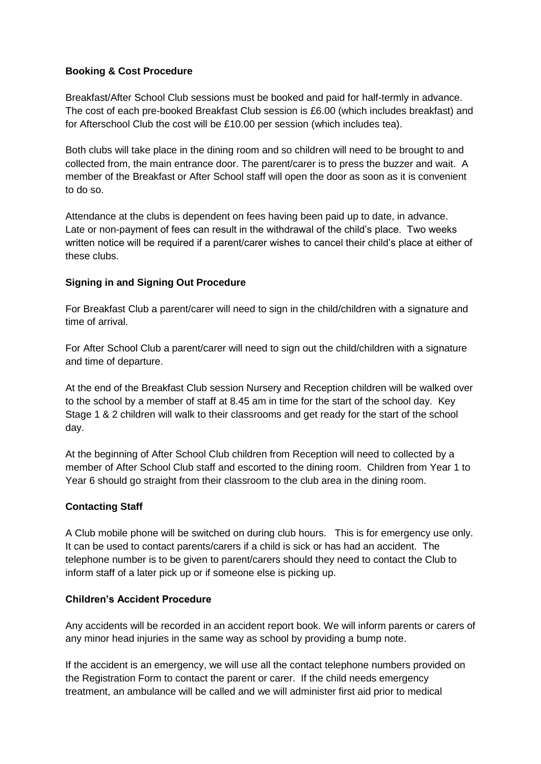**Booking & Cost Procedure**

Breakfast/After School Club sessions must be booked and paid for half-termly in advance. The cost of each pre-booked Breakfast Club session is £6.00 (which includes breakfast) and for Afterschool Club the cost will be £10.00 per session (which includes tea).

Both clubs will take place in the dining room and so children will need to be brought to and collected from, the main entrance door. The parent/carer is to press the buzzer and wait. A member of the Breakfast or After School staff will open the door as soon as it is convenient to do so.

Attendance at the clubs is dependent on fees having been paid up to date, in advance. Late or non-payment of fees can result in the withdrawal of the child's place. Two weeks written notice will be required if a parent/carer wishes to cancel their child's place at either of these clubs.

**Signing in and Signing Out Procedure**

For Breakfast Club a parent/carer will need to sign in the child/children with a signature and time of arrival.

For After School Club a parent/carer will need to sign out the child/children with a signature and time of departure.

At the end of the Breakfast Club session Nursery and Reception children will be walked over to the school by a member of staff at 8.45 am in time for the start of the school day. Key Stage 1 & 2 children will walk to their classrooms and get ready for the start of the school day.

At the beginning of After School Club children from Reception will need to collected by a member of After School Club staff and escorted to the dining room. Children from Year 1 to Year 6 should go straight from their classroom to the club area in the dining room.

**Contacting Staff**

A Club mobile phone will be switched on during club hours. This is for emergency use only. It can be used to contact parents/carers if a child is sick or has had an accident. The telephone number is to be given to parent/carers should they need to contact the Club to inform staff of a later pick up or if someone else is picking up.

**Children's Accident Procedure**

Any accidents will be recorded in an accident report book. We will inform parents or carers of any minor head injuries in the same way as school by providing a bump note.

If the accident is an emergency, we will use all the contact telephone numbers provided on the Registration Form to contact the parent or carer. If the child needs emergency treatment, an ambulance will be called and we will administer first aid prior to medical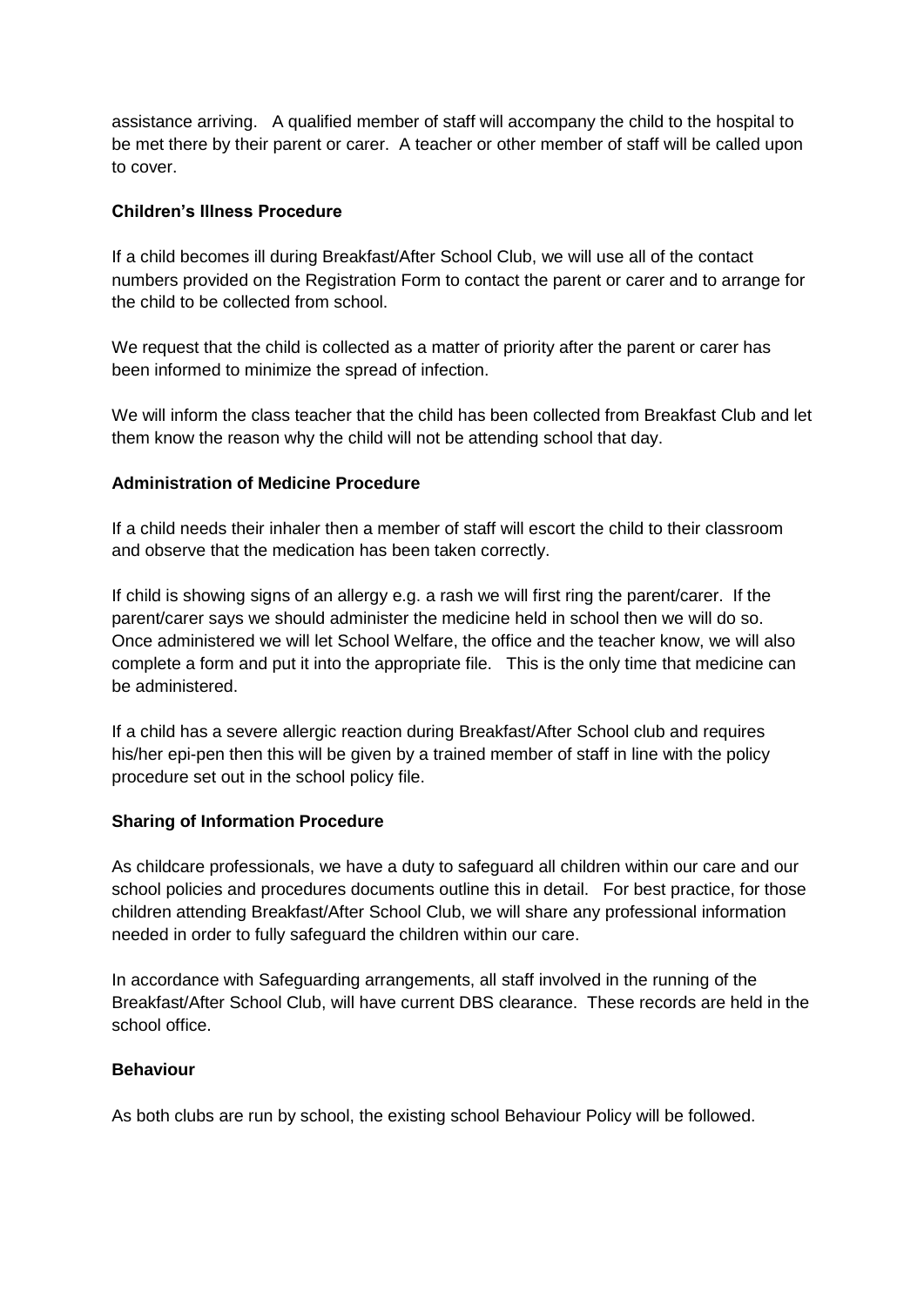assistance arriving. A qualified member of staff will accompany the child to the hospital to be met there by their parent or carer. A teacher or other member of staff will be called upon to cover.

**Children's Illness Procedure**

If a child becomes ill during Breakfast/After School Club, we will use all of the contact numbers provided on the Registration Form to contact the parent or carer and to arrange for the child to be collected from school.

We request that the child is collected as a matter of priority after the parent or carer has been informed to minimize the spread of infection.

We will inform the class teacher that the child has been collected from Breakfast Club and let them know the reason why the child will not be attending school that day.

**Administration of Medicine Procedure**

If a child needs their inhaler then a member of staff will escort the child to their classroom and observe that the medication has been taken correctly.

If child is showing signs of an allergy e.g. a rash we will first ring the parent/carer. If the parent/carer says we should administer the medicine held in school then we will do so. Once administered we will let School Welfare, the office and the teacher know, we will also complete a form and put it into the appropriate file. This is the only time that medicine can be administered.

If a child has a severe allergic reaction during Breakfast/After School club and requires his/her epi-pen then this will be given by a trained member of staff in line with the policy procedure set out in the school policy file.

**Sharing of Information Procedure**

As childcare professionals, we have a duty to safeguard all children within our care and our school policies and procedures documents outline this in detail. For best practice, for those children attending Breakfast/After School Club, we will share any professional information needed in order to fully safeguard the children within our care.

In accordance with Safeguarding arrangements, all staff involved in the running of the Breakfast/After School Club, will have current DBS clearance. These records are held in the school office.

**Behaviour**

As both clubs are run by school, the existing school Behaviour Policy will be followed.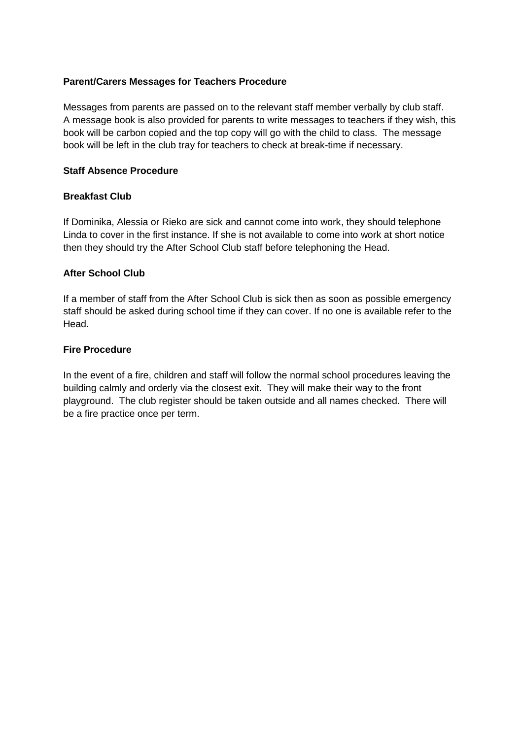**Parent/Carers Messages for Teachers Procedure**

Messages from parents are passed on to the relevant staff member verbally by club staff. A message book is also provided for parents to write messages to teachers if they wish, this book will be carbon copied and the top copy will go with the child to class. The message book will be left in the club tray for teachers to check at break-time if necessary.

**Staff Absence Procedure**

**Breakfast Club**

If Dominika, Alessia or Rieko are sick and cannot come into work, they should telephone Linda to cover in the first instance. If she is not available to come into work at short notice then they should try the After School Club staff before telephoning the Head.

**After School Club**

If a member of staff from the After School Club is sick then as soon as possible emergency staff should be asked during school time if they can cover. If no one is available refer to the Head.

**Fire Procedure**

In the event of a fire, children and staff will follow the normal school procedures leaving the building calmly and orderly via the closest exit. They will make their way to the front playground. The club register should be taken outside and all names checked. There will be a fire practice once per term.